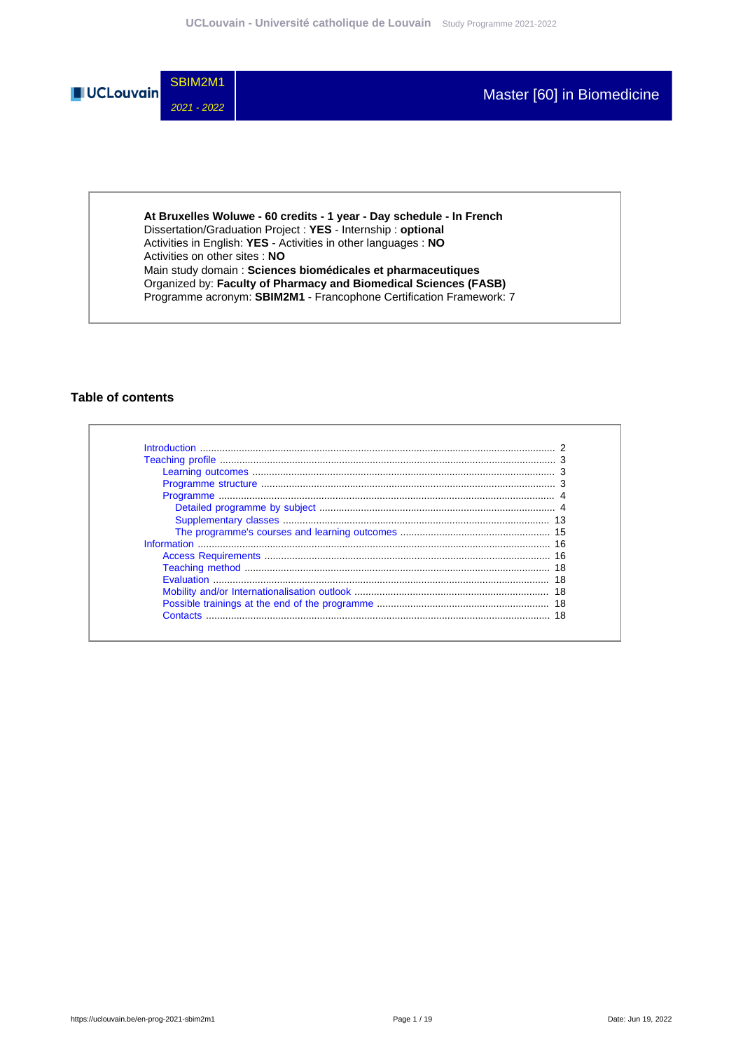SBIM2M1

*2021 - 2022*

# Master [60] in Biomedicine

**At Bruxelles Woluwe - 60 credits - 1 year - Day schedule - In French**
Dissertation/Graduation Project : **YES** - Internship : **optional**
Activities in English: **YES** - Activities in other languages : **NO**
Activities on other sites : **NO**
Main study domain : **Sciences biomédicales et pharmaceutiques**
Organized by: **Faculty of Pharmacy and Biomedical Sciences (FASB)**
Programme acronym: **SBIM2M1** - Francophone Certification Framework: 7

## Table of contents

- Introduction ........ 2
- Teaching profile ........ 3
  - Learning outcomes ........ 3
  - Programme structure ........ 3
  - Programme ........ 4
    - Detailed programme by subject ........ 4
    - Supplementary classes ........ 13
    - The programme's courses and learning outcomes ........ 15
- Information ........ 16
  - Access Requirements ........ 16
  - Teaching method ........ 18
  - Evaluation ........ 18
  - Mobility and/or Internationalisation outlook ........ 18
  - Possible trainings at the end of the programme ........ 18
  - Contacts ........ 18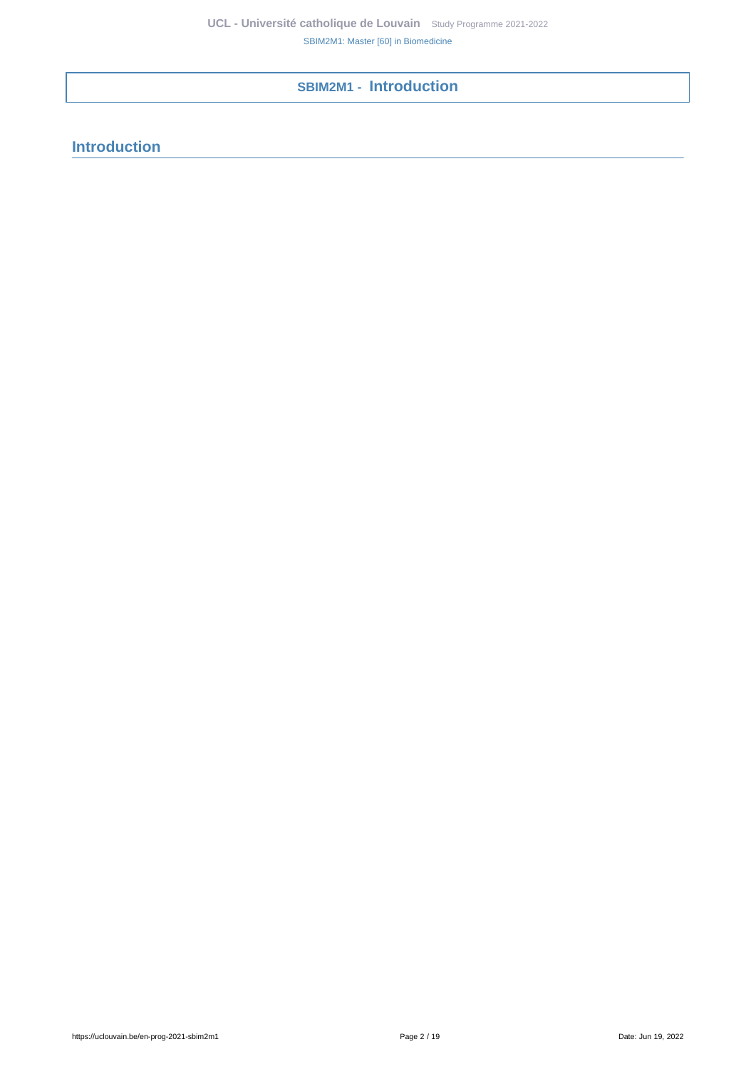# SBIM2M1 - Introduction

## Introduction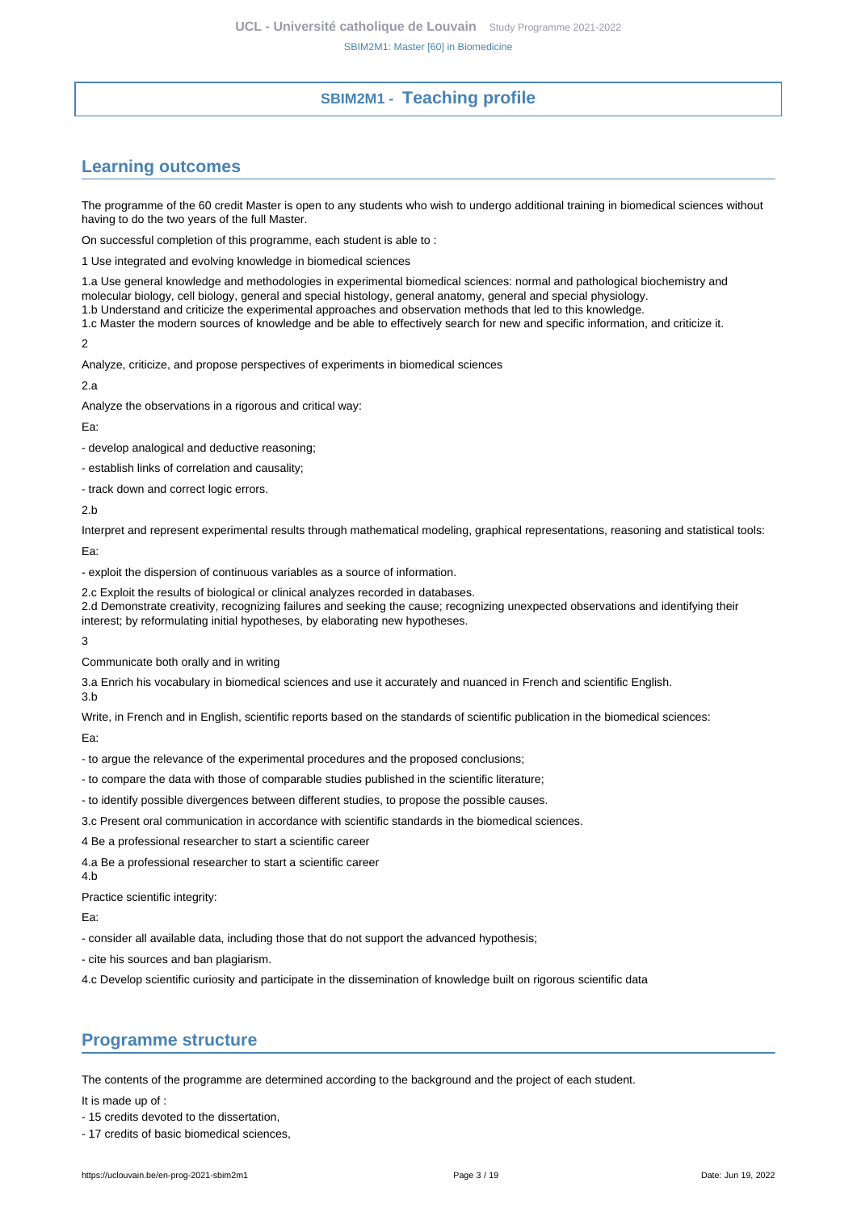## SBIM2M1 - Teaching profile

## Learning outcomes

The programme of the 60 credit Master is open to any students who wish to undergo additional training in biomedical sciences without having to do the two years of the full Master.

On successful completion of this programme, each student is able to :

1 Use integrated and evolving knowledge in biomedical sciences

1.a Use general knowledge and methodologies in experimental biomedical sciences: normal and pathological biochemistry and molecular biology, cell biology, general and special histology, general anatomy, general and special physiology.
1.b Understand and criticize the experimental approaches and observation methods that led to this knowledge.
1.c Master the modern sources of knowledge and be able to effectively search for new and specific information, and criticize it.

2

Analyze, criticize, and propose perspectives of experiments in biomedical sciences

2.a

Analyze the observations in a rigorous and critical way:

Ea:

- develop analogical and deductive reasoning;
- establish links of correlation and causality;
- track down and correct logic errors.

2.b

Interpret and represent experimental results through mathematical modeling, graphical representations, reasoning and statistical tools:

Ea:

- exploit the dispersion of continuous variables as a source of information.

2.c Exploit the results of biological or clinical analyzes recorded in databases.
2.d Demonstrate creativity, recognizing failures and seeking the cause; recognizing unexpected observations and identifying their interest; by reformulating initial hypotheses, by elaborating new hypotheses.

3

Communicate both orally and in writing

3.a Enrich his vocabulary in biomedical sciences and use it accurately and nuanced in French and scientific English.
3.b

Write, in French and in English, scientific reports based on the standards of scientific publication in the biomedical sciences:

Ea:

- to argue the relevance of the experimental procedures and the proposed conclusions;
- to compare the data with those of comparable studies published in the scientific literature;
- to identify possible divergences between different studies, to propose the possible causes.

3.c Present oral communication in accordance with scientific standards in the biomedical sciences.

4 Be a professional researcher to start a scientific career

4.a Be a professional researcher to start a scientific career
4.b

Practice scientific integrity:

Ea:

- consider all available data, including those that do not support the advanced hypothesis;
- cite his sources and ban plagiarism.

4.c Develop scientific curiosity and participate in the dissemination of knowledge built on rigorous scientific data

## Programme structure

The contents of the programme are determined according to the background and the project of each student.

It is made up of :

- 15 credits devoted to the dissertation,
- 17 credits of basic biomedical sciences,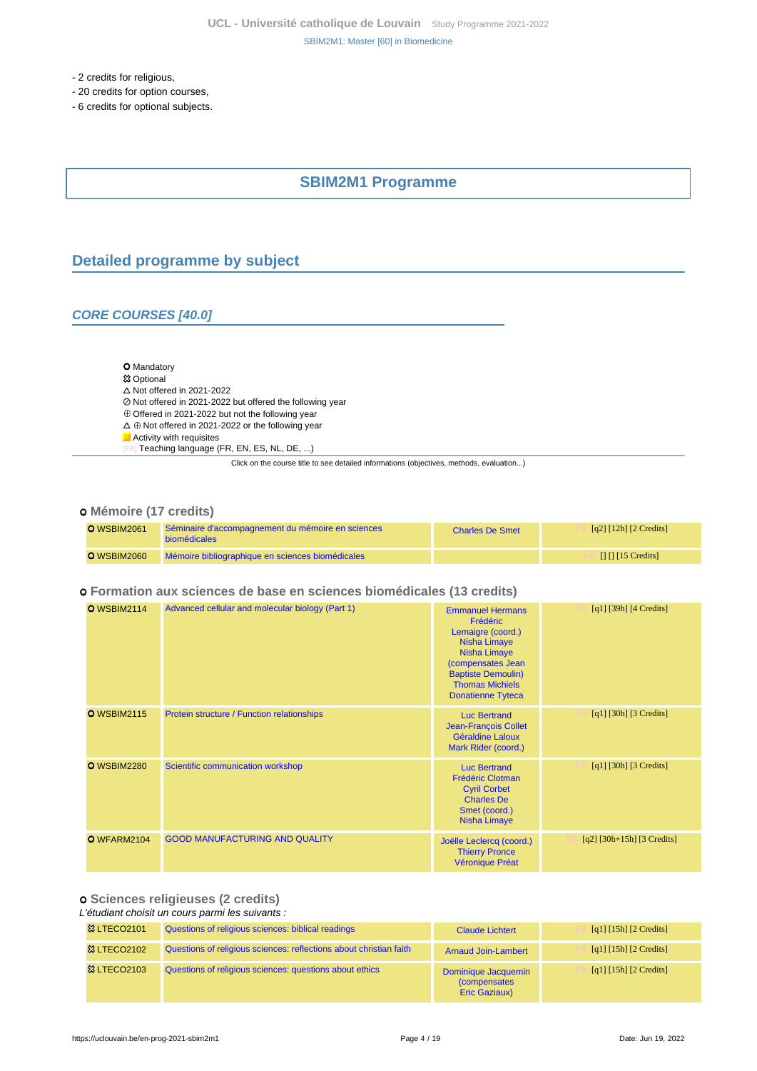- 2 credits for religious,
- 20 credits for option courses,
- 6 credits for optional subjects.

# SBIM2M1 Programme

## Detailed programme by subject

### CORE COURSES [40.0]

- ○ Mandatory
- ⛶ Optional
- △ Not offered in 2021-2022
- ⊘ Not offered in 2021-2022 but offered the following year
- ⊕ Offered in 2021-2022 but not the following year
- △ ⊕ Not offered in 2021-2022 or the following year
- Activity with requisites
- [FR] Teaching language (FR, EN, ES, NL, DE, ...)

Click on the course title to see detailed informations (objectives, methods, evaluation...)

#### ○ Mémoire (17 credits)

| Code | Title | Teachers | Details |
|---|---|---|---|
| ○ WSBIM2061 | Séminaire d'accompagnement du mémoire en sciences biomédicales | Charles De Smet | [FR] [q2] [12h] [2 Credits] |
| ○ WSBIM2060 | Mémoire bibliographique en sciences biomédicales | | [FR] [] [] [15 Credits] |

#### ○ Formation aux sciences de base en sciences biomédicales (13 credits)

| Code | Title | Teachers | Details |
|---|---|---|---|
| ○ WSBIM2114 | Advanced cellular and molecular biology (Part 1) | Emmanuel Hermans, Frédéric Lemaigre (coord.), Nisha Limaye, Nisha Limaye (compensates Jean Baptiste Demoulin), Thomas Michiels, Donatienne Tyteca | [EN] [q1] [39h] [4 Credits] |
| ○ WSBIM2115 | Protein structure / Function relationships | Luc Bertrand, Jean-François Collet, Géraldine Laloux, Mark Rider (coord.) | [EN] [q1] [30h] [3 Credits] |
| ○ WSBIM2280 | Scientific communication workshop | Luc Bertrand, Frédéric Clotman, Cyril Corbet, Charles De Smet (coord.), Nisha Limaye | [EN] [q1] [30h] [3 Credits] |
| ○ WFARM2104 | GOOD MANUFACTURING AND QUALITY | Joëlle Leclercq (coord.), Thierry Pronce, Véronique Préat | [FR] [q2] [30h+15h] [3 Credits] |

#### ○ Sciences religieuses (2 credits)

*L'étudiant choisit un cours parmi les suivants :*

| Code | Title | Teachers | Details |
|---|---|---|---|
| ⛶ LTECO2101 | Questions of religious sciences: biblical readings | Claude Lichtert | [FR] [q1] [15h] [2 Credits] |
| ⛶ LTECO2102 | Questions of religious sciences: reflections about christian faith | Arnaud Join-Lambert | [FR] [q1] [15h] [2 Credits] |
| ⛶ LTECO2103 | Questions of religious sciences: questions about ethics | Dominique Jacquemin (compensates Eric Gaziaux) | [FR] [q1] [15h] [2 Credits] |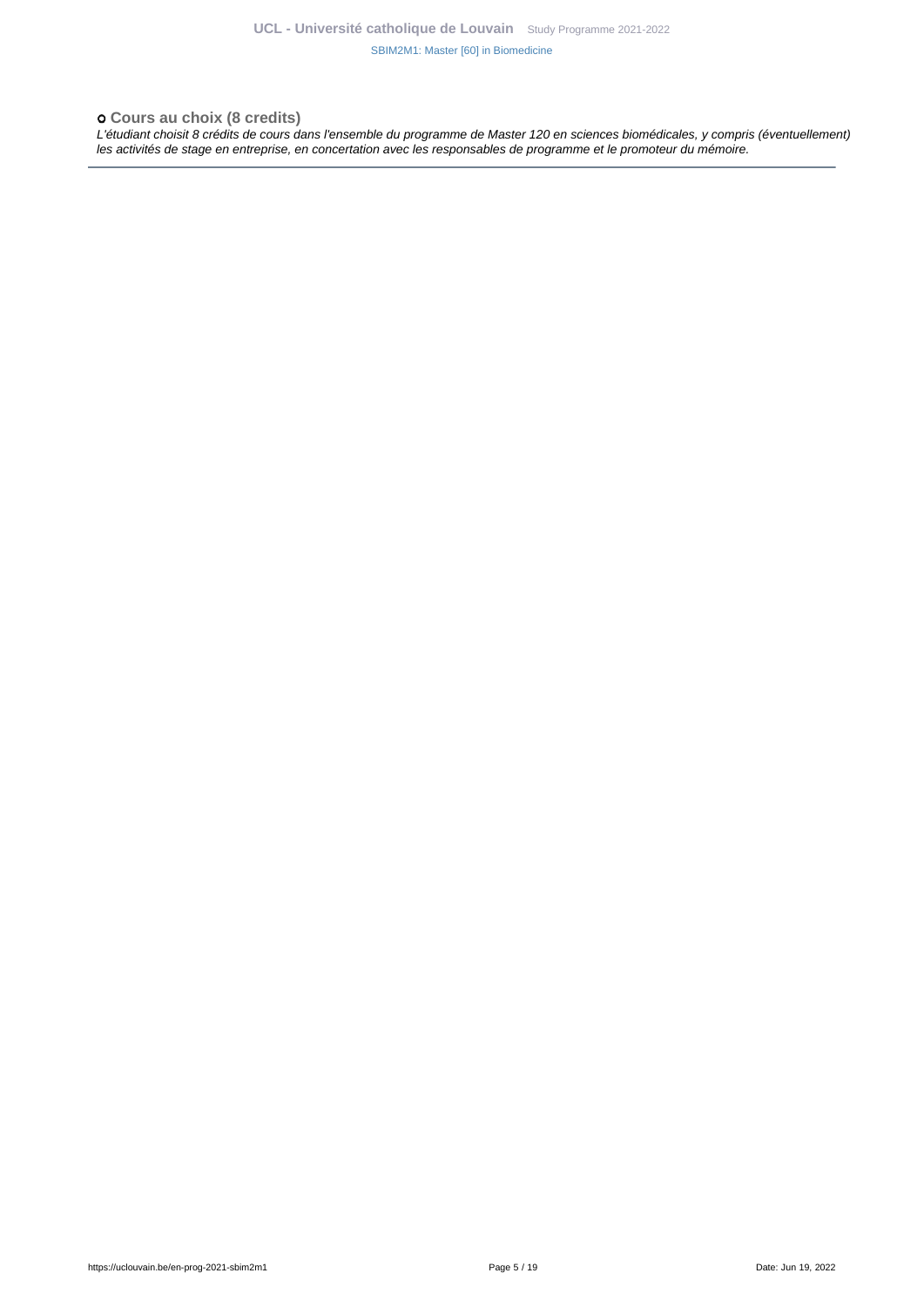### ○ Cours au choix (8 credits)

*L'étudiant choisit 8 crédits de cours dans l'ensemble du programme de Master 120 en sciences biomédicales, y compris (éventuellement) les activités de stage en entreprise, en concertation avec les responsables de programme et le promoteur du mémoire.*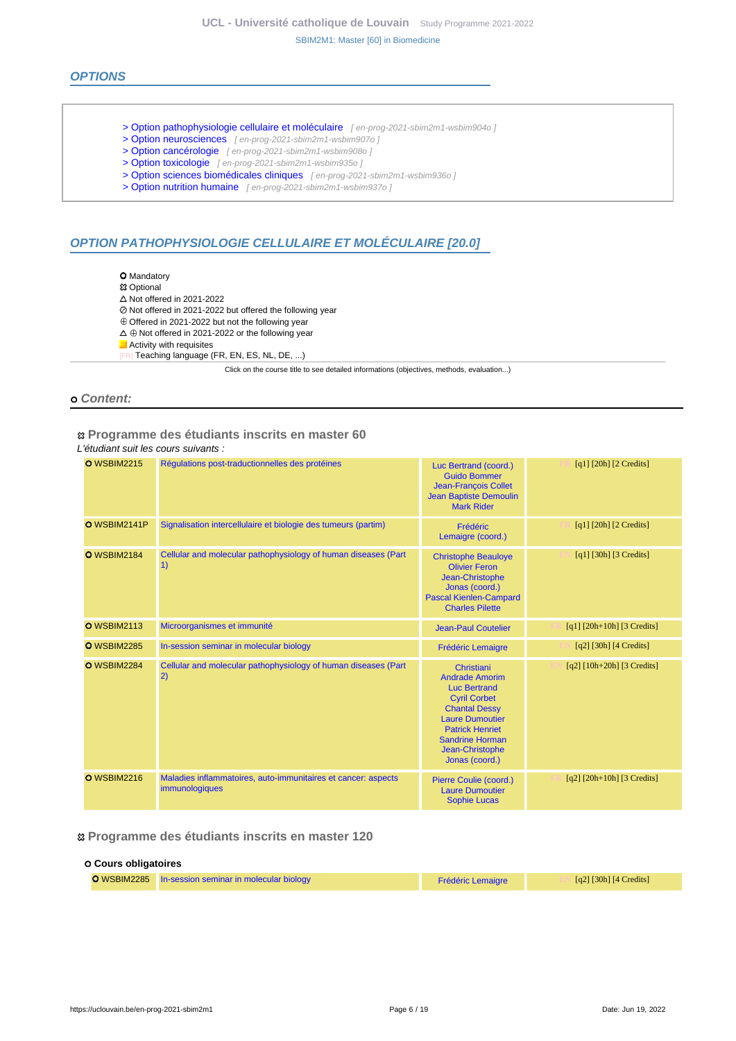## OPTIONS

- > Option pathophysiologie cellulaire et moléculaire [ en-prog-2021-sbim2m1-wsbim904o ]
- > Option neurosciences [ en-prog-2021-sbim2m1-wsbim907o ]
- > Option cancérologie [ en-prog-2021-sbim2m1-wsbim908o ]
- > Option toxicologie [ en-prog-2021-sbim2m1-wsbim935o ]
- > Option sciences biomédicales cliniques [ en-prog-2021-sbim2m1-wsbim936o ]
- > Option nutrition humaine [ en-prog-2021-sbim2m1-wsbim937o ]

## OPTION PATHOPHYSIOLOGIE CELLULAIRE ET MOLÉCULAIRE [20.0]

- ⭘ Mandatory
- ⯐ Optional
- △ Not offered in 2021-2022
- ⊘ Not offered in 2021-2022 but offered the following year
- ⊕ Offered in 2021-2022 but not the following year
- △ ⊕ Not offered in 2021-2022 or the following year
- ■ Activity with requisites
- [FR] Teaching language (FR, EN, ES, NL, DE, ...)

Click on the course title to see detailed informations (objectives, methods, evaluation...)

### ⭘ Content:

#### ⯐ Programme des étudiants inscrits en master 60

*L'étudiant suit les cours suivants :*

| Code | Course | Teachers | Details |
|---|---|---|---|
| ⭘ WSBIM2215 | Régulations post-traductionnelles des protéines | Luc Bertrand (coord.) Guido Bommer Jean-François Collet Jean Baptiste Demoulin Mark Rider | [FR] [q1] [20h] [2 Credits] |
| ⭘ WSBIM2141P | Signalisation intercellulaire et biologie des tumeurs (partim) | Frédéric Lemaigre (coord.) | [FR] [q1] [20h] [2 Credits] |
| ⭘ WSBIM2184 | Cellular and molecular pathophysiology of human diseases (Part 1) | Christophe Beauloye Olivier Feron Jean-Christophe Jonas (coord.) Pascal Kienlen-Campard Charles Pilette | [EN] [q1] [30h] [3 Credits] |
| ⭘ WSBIM2113 | Microorganismes et immunité | Jean-Paul Coutelier | [FR] [q1] [20h+10h] [3 Credits] |
| ⭘ WSBIM2285 | In-session seminar in molecular biology | Frédéric Lemaigre | [EN] [q2] [30h] [4 Credits] |
| ⭘ WSBIM2284 | Cellular and molecular pathophysiology of human diseases (Part 2) | Christiani Andrade Amorim Luc Bertrand Cyril Corbet Chantal Dessy Laure Dumoutier Patrick Henriet Sandrine Horman Jean-Christophe Jonas (coord.) | [EN] [q2] [10h+20h] [3 Credits] |
| ⭘ WSBIM2216 | Maladies inflammatoires, auto-immunitaires et cancer: aspects immunologiques | Pierre Coulie (coord.) Laure Dumoutier Sophie Lucas | [FR] [q2] [20h+10h] [3 Credits] |

#### ⯐ Programme des étudiants inscrits en master 120

##### ⭘ Cours obligatoires

| Code | Course | Teachers | Details |
|---|---|---|---|
| ⭘ WSBIM2285 | In-session seminar in molecular biology | Frédéric Lemaigre | [EN] [q2] [30h] [4 Credits] |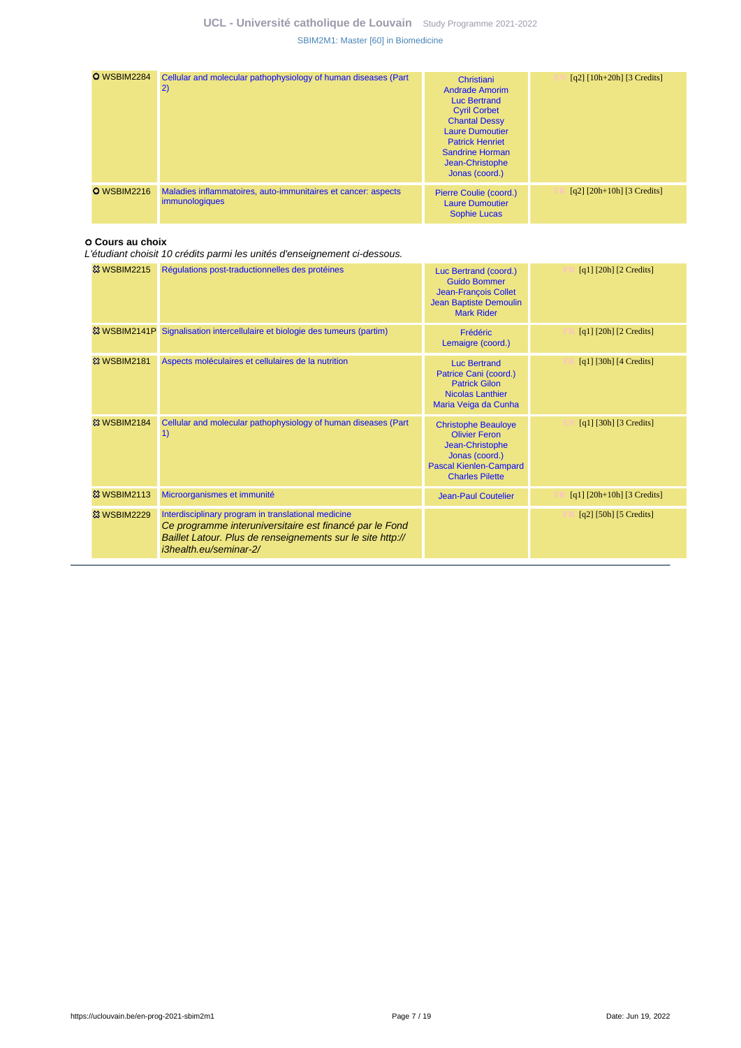| Code | Course | Teachers | Details |
|---|---|---|---|
| ○ WSBIM2284 | Cellular and molecular pathophysiology of human diseases (Part 2) | Christiani Andrade Amorim, Luc Bertrand, Cyril Corbet, Chantal Dessy, Laure Dumoutier, Patrick Henriet, Sandrine Horman, Jean-Christophe Jonas (coord.) | EN [q2] [10h+20h] [3 Credits] |
| ○ WSBIM2216 | Maladies inflammatoires, auto-immunitaires et cancer: aspects immunologiques | Pierre Coulie (coord.), Laure Dumoutier, Sophie Lucas | FR [q2] [20h+10h] [3 Credits] |

**○ Cours au choix**

*L'étudiant choisit 10 crédits parmi les unités d'enseignement ci-dessous.*

| Code | Course | Teachers | Details |
|---|---|---|---|
| ☼ WSBIM2215 | Régulations post-traductionnelles des protéines | Luc Bertrand (coord.), Guido Bommer, Jean-François Collet, Jean Baptiste Demoulin, Mark Rider | FR [q1] [20h] [2 Credits] |
| ☼ WSBIM2141P | Signalisation intercellulaire et biologie des tumeurs (partim) | Frédéric Lemaigre (coord.) | FR [q1] [20h] [2 Credits] |
| ☼ WSBIM2181 | Aspects moléculaires et cellulaires de la nutrition | Luc Bertrand, Patrice Cani (coord.), Patrick Gilon, Nicolas Lanthier, Maria Veiga da Cunha | FR [q1] [30h] [4 Credits] |
| ☼ WSBIM2184 | Cellular and molecular pathophysiology of human diseases (Part 1) | Christophe Beauloye, Olivier Feron, Jean-Christophe Jonas (coord.), Pascal Kienlen-Campard, Charles Pilette | EN [q1] [30h] [3 Credits] |
| ☼ WSBIM2113 | Microorganismes et immunité | Jean-Paul Coutelier | FR [q1] [20h+10h] [3 Credits] |
| ☼ WSBIM2229 | Interdisciplinary program in translational medicine *Ce programme interuniversitaire est financé par le Fond Baillet Latour. Plus de renseignements sur le site http://i3health.eu/seminar-2/* | | FR [q2] [50h] [5 Credits] |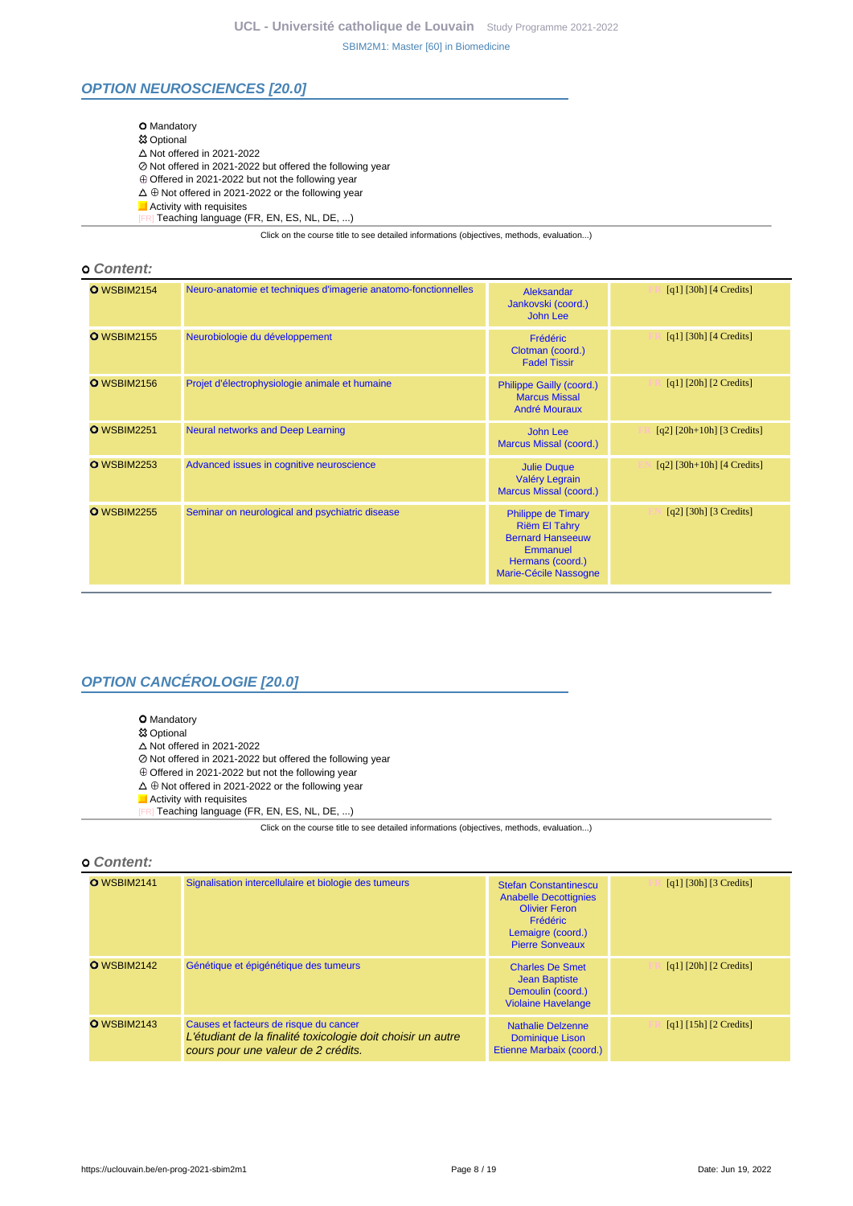## OPTION NEUROSCIENCES [20.0]

- O Mandatory
- ☒ Optional
- △ Not offered in 2021-2022
- ⊘ Not offered in 2021-2022 but offered the following year
- ⊕ Offered in 2021-2022 but not the following year
- △ ⊕ Not offered in 2021-2022 or the following year
- Activity with requisites
- [FR] Teaching language (FR, EN, ES, NL, DE, ...)

Click on the course title to see detailed informations (objectives, methods, evaluation...)

### o Content:

| | | | |
|---|---|---|---|
| O WSBIM2154 | Neuro-anatomie et techniques d'imagerie anatomo-fonctionnelles | Aleksandar Jankovski (coord.) John Lee | [FR] [q1] [30h] [4 Credits] |
| O WSBIM2155 | Neurobiologie du développement | Frédéric Clotman (coord.) Fadel Tissir | [FR] [q1] [30h] [4 Credits] |
| O WSBIM2156 | Projet d'électrophysiologie animale et humaine | Philippe Gailly (coord.) Marcus Missal André Mouraux | [FR] [q1] [20h] [2 Credits] |
| O WSBIM2251 | Neural networks and Deep Learning | John Lee Marcus Missal (coord.) | [FR] [q2] [20h+10h] [3 Credits] |
| O WSBIM2253 | Advanced issues in cognitive neuroscience | Julie Duque Valéry Legrain Marcus Missal (coord.) | [EN] [q2] [30h+10h] [4 Credits] |
| O WSBIM2255 | Seminar on neurological and psychiatric disease | Philippe de Timary Riëm El Tahry Bernard Hanseeuw Emmanuel Hermans (coord.) Marie-Cécile Nassogne | [EN] [q2] [30h] [3 Credits] |

## OPTION CANCÉROLOGIE [20.0]

- O Mandatory
- ☒ Optional
- △ Not offered in 2021-2022
- ⊘ Not offered in 2021-2022 but offered the following year
- ⊕ Offered in 2021-2022 but not the following year
- △ ⊕ Not offered in 2021-2022 or the following year
- Activity with requisites
- [FR] Teaching language (FR, EN, ES, NL, DE, ...)

Click on the course title to see detailed informations (objectives, methods, evaluation...)

### o Content:

| | | | |
|---|---|---|---|
| O WSBIM2141 | Signalisation intercellulaire et biologie des tumeurs | Stefan Constantinescu Anabelle Decottignies Olivier Feron Frédéric Lemaigre (coord.) Pierre Sonveaux | [FR] [q1] [30h] [3 Credits] |
| O WSBIM2142 | Génétique et épigénétique des tumeurs | Charles De Smet Jean Baptiste Demoulin (coord.) Violaine Havelange | [FR] [q1] [20h] [2 Credits] |
| O WSBIM2143 | Causes et facteurs de risque du cancer *L'étudiant de la finalité toxicologie doit choisir un autre cours pour une valeur de 2 crédits.* | Nathalie Delzenne Dominique Lison Etienne Marbaix (coord.) | [FR] [q1] [15h] [2 Credits] |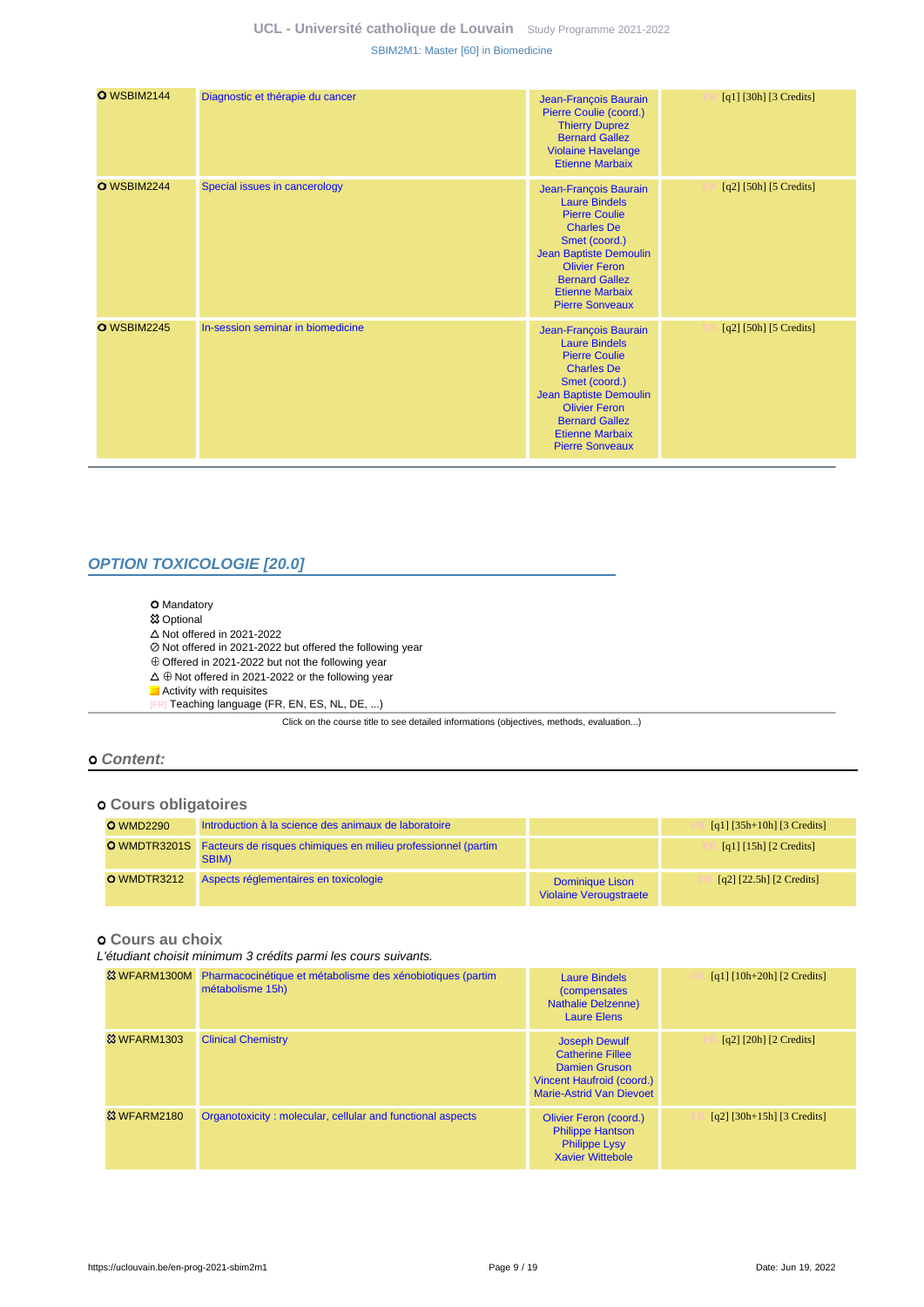| | | | |
|---|---|---|---|
| O WSBIM2144 | Diagnostic et thérapie du cancer | Jean-François Baurain<br>Pierre Coulie (coord.)<br>Thierry Duprez<br>Bernard Gallez<br>Violaine Havelange<br>Etienne Marbaix | [FR] [q1] [30h] [3 Credits] |
| O WSBIM2244 | Special issues in cancerology | Jean-François Baurain<br>Laure Bindels<br>Pierre Coulie<br>Charles De Smet (coord.)<br>Jean Baptiste Demoulin<br>Olivier Feron<br>Bernard Gallez<br>Etienne Marbaix<br>Pierre Sonveaux | [EN] [q2] [50h] [5 Credits] |
| O WSBIM2245 | In-session seminar in biomedicine | Jean-François Baurain<br>Laure Bindels<br>Pierre Coulie<br>Charles De Smet (coord.)<br>Jean Baptiste Demoulin<br>Olivier Feron<br>Bernard Gallez<br>Etienne Marbaix<br>Pierre Sonveaux | [EN] [q2] [50h] [5 Credits] |

## OPTION TOXICOLOGIE [20.0]

- O Mandatory
- ☒ Optional
- △ Not offered in 2021-2022
- ⊘ Not offered in 2021-2022 but offered the following year
- ⊕ Offered in 2021-2022 but not the following year
- △ ⊕ Not offered in 2021-2022 or the following year
- Activity with requisites
- [FR] Teaching language (FR, EN, ES, NL, DE, ...)

Click on the course title to see detailed informations (objectives, methods, evaluation...)

### o Content:

#### o Cours obligatoires

| | | | |
|---|---|---|---|
| O WMD2290 | Introduction à la science des animaux de laboratoire | | [FR] [q1] [35h+10h] [3 Credits] |
| O WMDTR3201S | Facteurs de risques chimiques en milieu professionnel (partim SBIM) | | [FR] [q1] [15h] [2 Credits] |
| O WMDTR3212 | Aspects réglementaires en toxicologie | Dominique Lison<br>Violaine Verougstraete | [FR] [q2] [22.5h] [2 Credits] |

#### o Cours au choix

*L'étudiant choisit minimum 3 crédits parmi les cours suivants.*

| | | | |
|---|---|---|---|
| ☒ WFARM1300M | Pharmacocinétique et métabolisme des xénobiotiques (partim métabolisme 15h) | Laure Bindels (compensates Nathalie Delzenne)<br>Laure Elens | [FR] [q1] [10h+20h] [2 Credits] |
| ☒ WFARM1303 | Clinical Chemistry | Joseph Dewulf<br>Catherine Fillee<br>Damien Gruson<br>Vincent Haufroid (coord.)<br>Marie-Astrid Van Dievoet | [FR] [q2] [20h] [2 Credits] |
| ☒ WFARM2180 | Organotoxicity : molecular, cellular and functional aspects | Olivier Feron (coord.)<br>Philippe Hantson<br>Philippe Lysy<br>Xavier Wittebole | [FR] [q2] [30h+15h] [3 Credits] |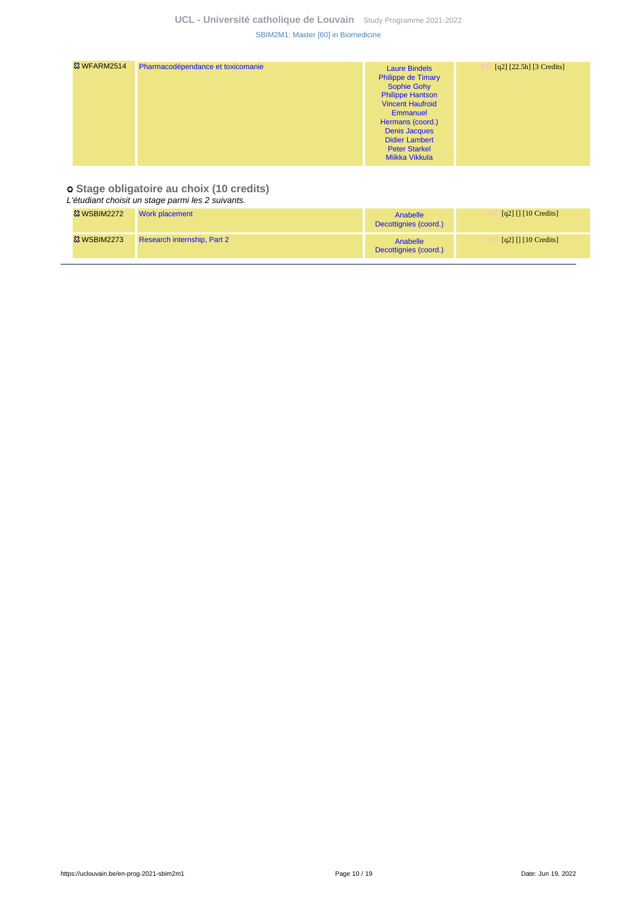| | | | |
|---|---|---|---|
| WFARM2514 | Pharmacodépendance et toxicomanie | Laure Bindels<br>Philippe de Timary<br>Sophie Gohy<br>Philippe Hantson<br>Vincent Haufroid<br>Emmanuel Hermans (coord.)<br>Denis Jacques<br>Didier Lambert<br>Peter Starkel<br>Miikka Vikkula | FR [q2] [22.5h] [3 Credits] |

### Stage obligatoire au choix (10 credits)

*L'étudiant choisit un stage parmi les 2 suivants.*

| | | | |
|---|---|---|---|
| WSBIM2272 | Work placement | Anabelle Decottignies (coord.) | EN [q2] [] [10 Credits] |
| WSBIM2273 | Research internship, Part 2 | Anabelle Decottignies (coord.) | EN [q2] [] [10 Credits] |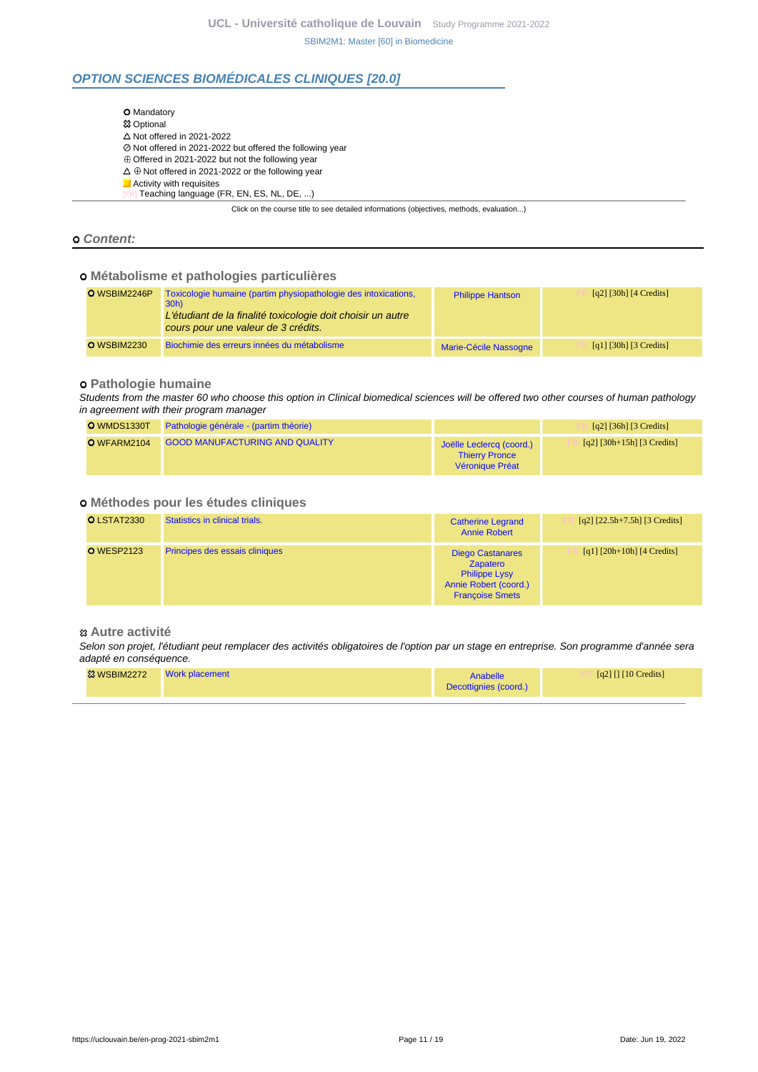## OPTION SCIENCES BIOMÉDICALES CLINIQUES [20.0]

- ○ Mandatory
- ✪ Optional
- △ Not offered in 2021-2022
- ⊘ Not offered in 2021-2022 but offered the following year
- ⊕ Offered in 2021-2022 but not the following year
- △ ⊕ Not offered in 2021-2022 or the following year
- ■ Activity with requisites
- [FR] Teaching language (FR, EN, ES, NL, DE, ...)

Click on the course title to see detailed informations (objectives, methods, evaluation...)

### ○ Content:

#### ○ Métabolisme et pathologies particulières

| Code | Course | Teachers | Details |
|---|---|---|---|
| ○ WSBIM2246P | Toxicologie humaine (partim physiopathologie des intoxications, 30h) *L'étudiant de la finalité toxicologie doit choisir un autre cours pour une valeur de 3 crédits.* | Philippe Hantson | [FR] [q2] [30h] [4 Credits] |
| ○ WSBIM2230 | Biochimie des erreurs innées du métabolisme | Marie-Cécile Nassogne | [FR] [q1] [30h] [3 Credits] |

#### ○ Pathologie humaine

*Students from the master 60 who choose this option in Clinical biomedical sciences will be offered two other courses of human pathology in agreement with their program manager*

| Code | Course | Teachers | Details |
|---|---|---|---|
| ○ WMDS1330T | Pathologie générale - (partim théorie) | | [FR] [q2] [36h] [3 Credits] |
| ○ WFARM2104 | GOOD MANUFACTURING AND QUALITY | Joëlle Leclercq (coord.) Thierry Pronce Véronique Préat | [FR] [q2] [30h+15h] [3 Credits] |

#### ○ Méthodes pour les études cliniques

| Code | Course | Teachers | Details |
|---|---|---|---|
| ○ LSTAT2330 | Statistics in clinical trials. | Catherine Legrand Annie Robert | [FR] [q2] [22.5h+7.5h] [3 Credits] |
| ○ WESP2123 | Principes des essais cliniques | Diego Castanares Zapatero Philippe Lysy Annie Robert (coord.) Françoise Smets | [FR] [q1] [20h+10h] [4 Credits] |

#### ✪ Autre activité

*Selon son projet, l'étudiant peut remplacer des activités obligatoires de l'option par un stage en entreprise. Son programme d'année sera adapté en conséquence.*

| Code | Course | Teachers | Details |
|---|---|---|---|
| ✪ WSBIM2272 | Work placement | Anabelle Decottignies (coord.) | [EN] [q2] [] [10 Credits] |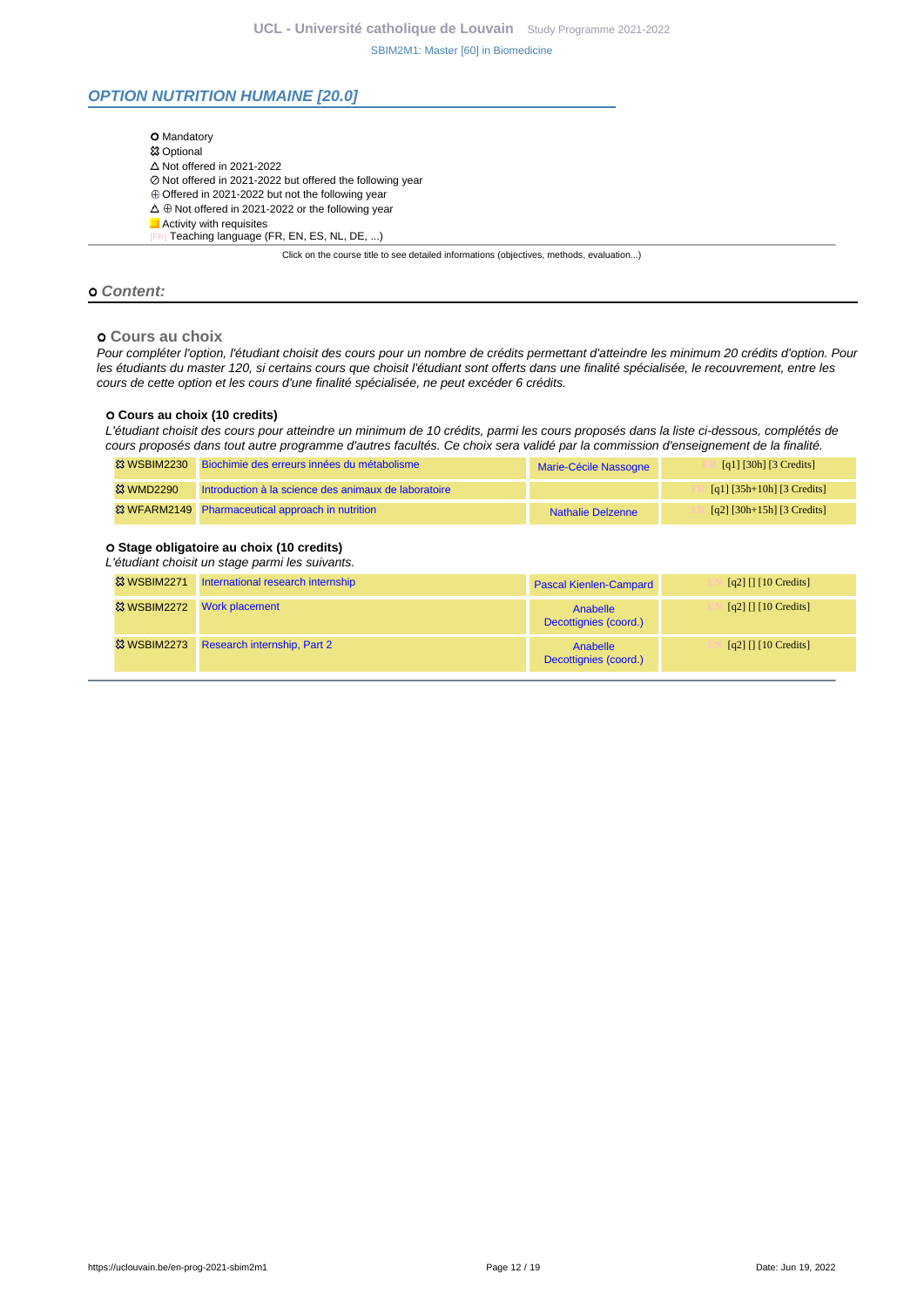## OPTION NUTRITION HUMAINE [20.0]

- ⭘ Mandatory
- ⯐ Optional
- △ Not offered in 2021-2022
- ⊘ Not offered in 2021-2022 but offered the following year
- ⊕ Offered in 2021-2022 but not the following year
- △ ⊕ Not offered in 2021-2022 or the following year
- Activity with requisites
- [FR] Teaching language (FR, EN, ES, NL, DE, ...)

Click on the course title to see detailed informations (objectives, methods, evaluation...)

### ⭘ Content:

#### ⭘ Cours au choix

*Pour compléter l'option, l'étudiant choisit des cours pour un nombre de crédits permettant d'atteindre les minimum 20 crédits d'option. Pour les étudiants du master 120, si certains cours que choisit l'étudiant sont offerts dans une finalité spécialisée, le recouvrement, entre les cours de cette option et les cours d'une finalité spécialisée, ne peut excéder 6 crédits.*

**⭘ Cours au choix (10 credits)**

*L'étudiant choisit des cours pour atteindre un minimum de 10 crédits, parmi les cours proposés dans la liste ci-dessous, complétés de cours proposés dans tout autre programme d'autres facultés. Ce choix sera validé par la commission d'enseignement de la finalité.*

| Code | Title | Teacher | Details |
|---|---|---|---|
| ⯐ WSBIM2230 | Biochimie des erreurs innées du métabolisme | Marie-Cécile Nassogne | [FR] [q1] [30h] [3 Credits] |
| ⯐ WMD2290 | Introduction à la science des animaux de laboratoire | | [FR] [q1] [35h+10h] [3 Credits] |
| ⯐ WFARM2149 | Pharmaceutical approach in nutrition | Nathalie Delzenne | [FR] [q2] [30h+15h] [3 Credits] |

**⭘ Stage obligatoire au choix (10 credits)**

*L'étudiant choisit un stage parmi les suivants.*

| Code | Title | Teacher | Details |
|---|---|---|---|
| ⯐ WSBIM2271 | International research internship | Pascal Kienlen-Campard | [EN] [q2] [] [10 Credits] |
| ⯐ WSBIM2272 | Work placement | Anabelle Decottignies (coord.) | [EN] [q2] [] [10 Credits] |
| ⯐ WSBIM2273 | Research internship, Part 2 | Anabelle Decottignies (coord.) | [EN] [q2] [] [10 Credits] |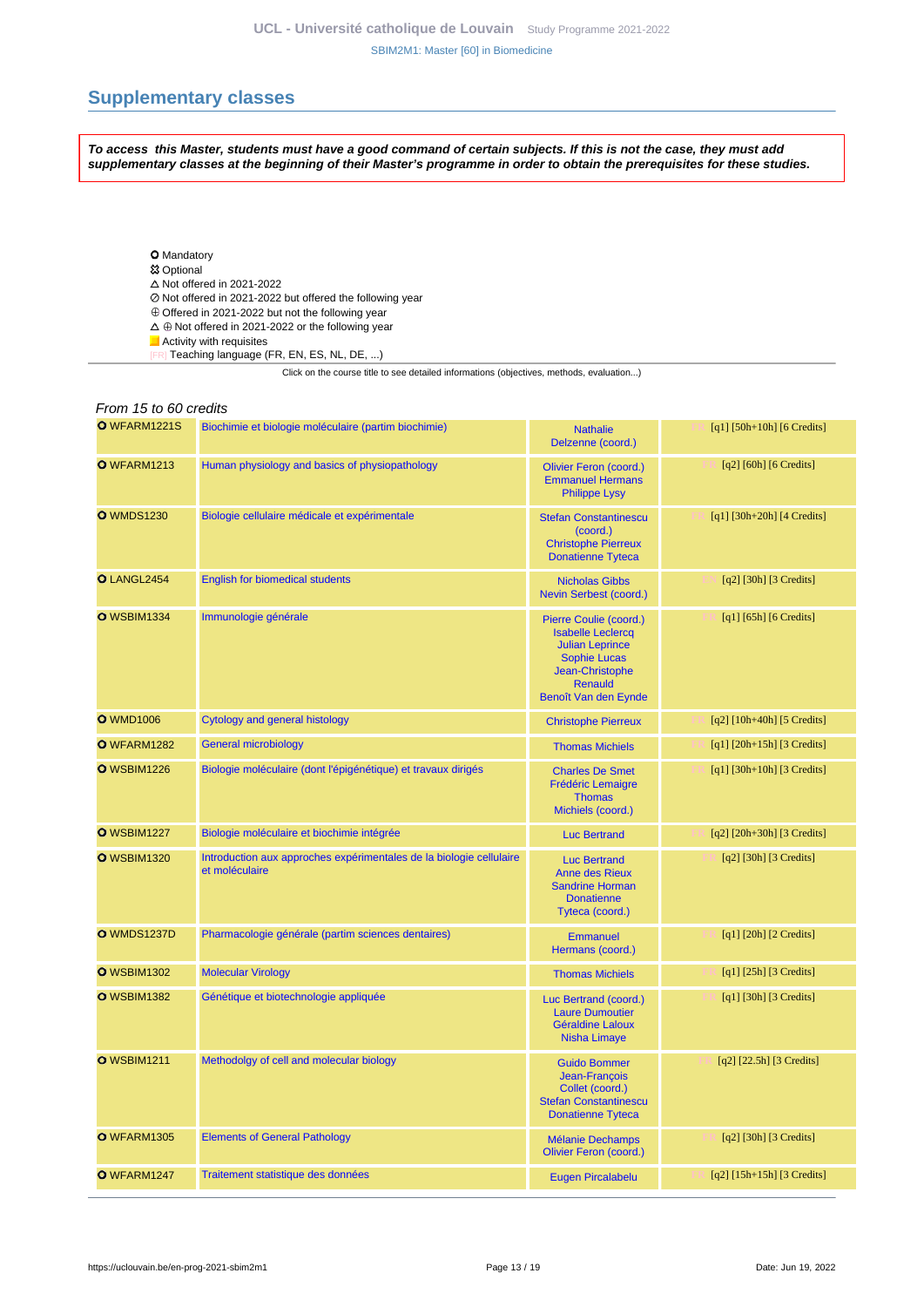## Supplementary classes

***To access this Master, students must have a good command of certain subjects. If this is not the case, they must add supplementary classes at the beginning of their Master's programme in order to obtain the prerequisites for these studies.***

- ✪ Mandatory
- ☒ Optional
- △ Not offered in 2021-2022
- ⊘ Not offered in 2021-2022 but offered the following year
- ⊕ Offered in 2021-2022 but not the following year
- △ ⊕ Not offered in 2021-2022 or the following year
- Activity with requisites
- [FR] Teaching language (FR, EN, ES, NL, DE, ...)

Click on the course title to see detailed informations (objectives, methods, evaluation...)

*From 15 to 60 credits*

| Code | Title | Teachers | Details |
|---|---|---|---|
| ✪ WFARM1221S | Biochimie et biologie moléculaire (partim biochimie) | Nathalie Delzenne (coord.) | [FR] [q1] [50h+10h] [6 Credits] |
| ✪ WFARM1213 | Human physiology and basics of physiopathology | Olivier Feron (coord.) Emmanuel Hermans Philippe Lysy | [FR] [q2] [60h] [6 Credits] |
| ✪ WMDS1230 | Biologie cellulaire médicale et expérimentale | Stefan Constantinescu (coord.) Christophe Pierreux Donatienne Tyteca | [FR] [q1] [30h+20h] [4 Credits] |
| ✪ LANGL2454 | English for biomedical students | Nicholas Gibbs Nevin Serbest (coord.) | [EN] [q2] [30h] [3 Credits] |
| ✪ WSBIM1334 | Immunologie générale | Pierre Coulie (coord.) Isabelle Leclercq Julian Leprince Sophie Lucas Jean-Christophe Renauld Benoît Van den Eynde | [FR] [q1] [65h] [6 Credits] |
| ✪ WMD1006 | Cytology and general histology | Christophe Pierreux | [FR] [q2] [10h+40h] [5 Credits] |
| ✪ WFARM1282 | General microbiology | Thomas Michiels | [FR] [q1] [20h+15h] [3 Credits] |
| ✪ WSBIM1226 | Biologie moléculaire (dont l'épigénétique) et travaux dirigés | Charles De Smet Frédéric Lemaigre Thomas Michiels (coord.) | [FR] [q1] [30h+10h] [3 Credits] |
| ✪ WSBIM1227 | Biologie moléculaire et biochimie intégrée | Luc Bertrand | [FR] [q2] [20h+30h] [3 Credits] |
| ✪ WSBIM1320 | Introduction aux approches expérimentales de la biologie cellulaire et moléculaire | Luc Bertrand Anne des Rieux Sandrine Horman Donatienne Tyteca (coord.) | [FR] [q2] [30h] [3 Credits] |
| ✪ WMDS1237D | Pharmacologie générale (partim sciences dentaires) | Emmanuel Hermans (coord.) | [FR] [q1] [20h] [2 Credits] |
| ✪ WSBIM1302 | Molecular Virology | Thomas Michiels | [FR] [q1] [25h] [3 Credits] |
| ✪ WSBIM1382 | Génétique et biotechnologie appliquée | Luc Bertrand (coord.) Laure Dumoutier Géraldine Laloux Nisha Limaye | [FR] [q1] [30h] [3 Credits] |
| ✪ WSBIM1211 | Methodolgy of cell and molecular biology | Guido Bommer Jean-François Collet (coord.) Stefan Constantinescu Donatienne Tyteca | [FR] [q2] [22.5h] [3 Credits] |
| ✪ WFARM1305 | Elements of General Pathology | Mélanie Dechamps Olivier Feron (coord.) | [FR] [q2] [30h] [3 Credits] |
| ✪ WFARM1247 | Traitement statistique des données | Eugen Pircalabelu | [FR] [q2] [15h+15h] [3 Credits] |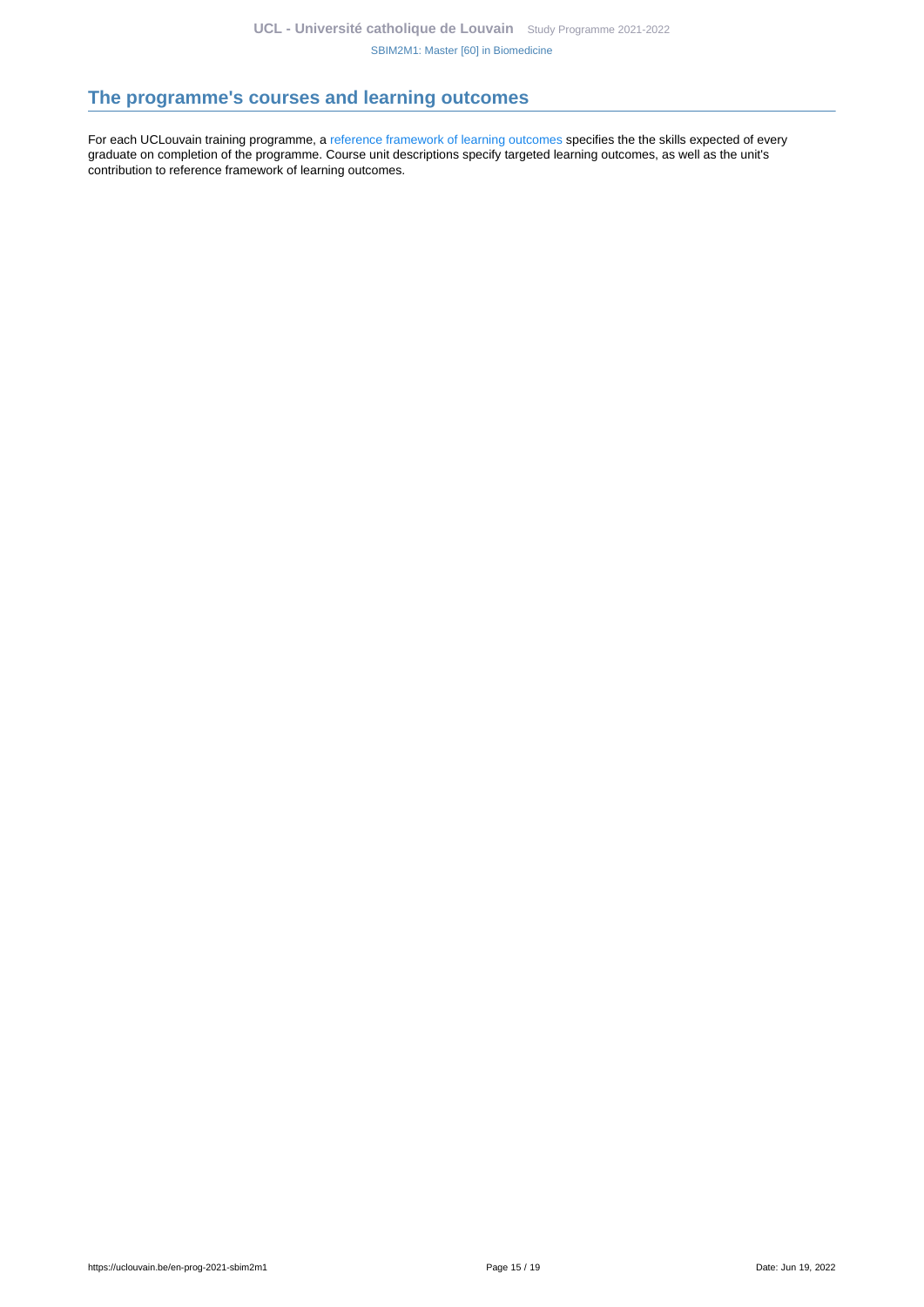## The programme's courses and learning outcomes

For each UCLouvain training programme, a reference framework of learning outcomes specifies the the skills expected of every graduate on completion of the programme. Course unit descriptions specify targeted learning outcomes, as well as the unit's contribution to reference framework of learning outcomes.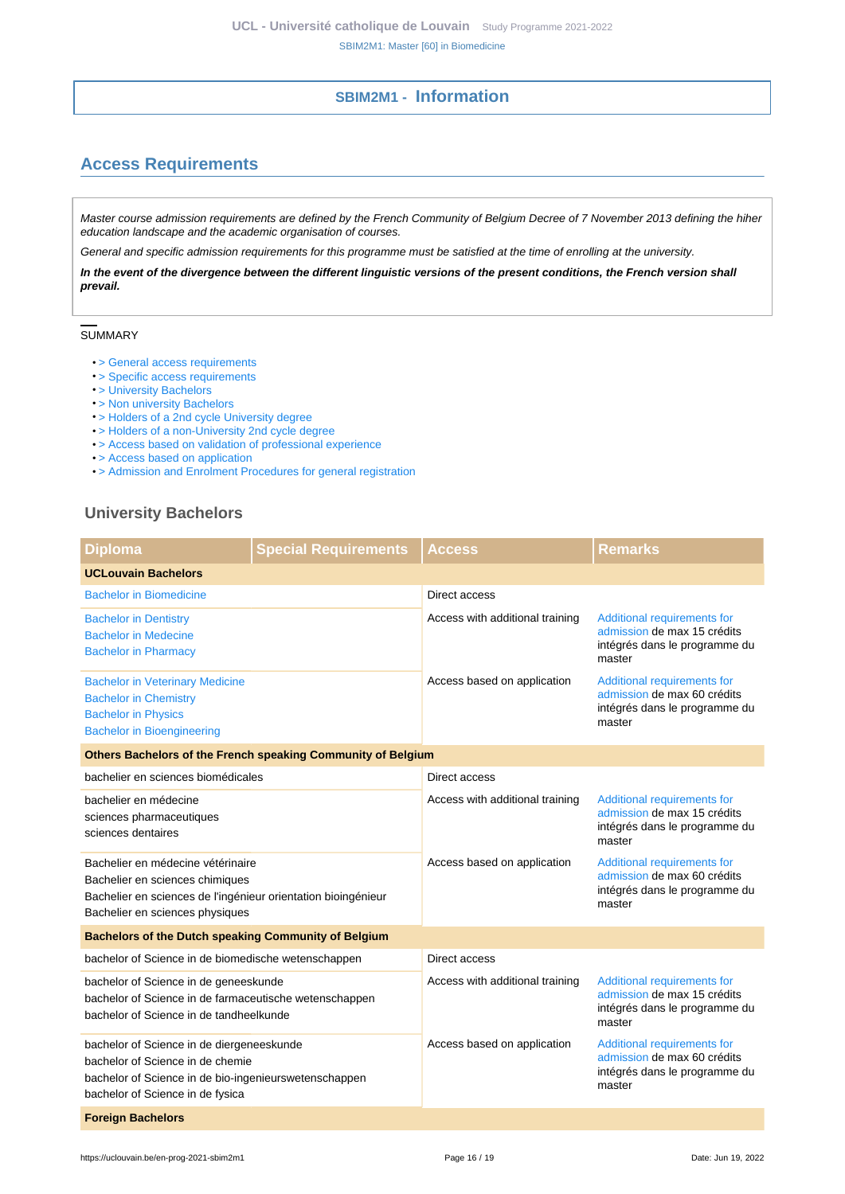# SBIM2M1 - Information

## Access Requirements

*Master course admission requirements are defined by the French Community of Belgium Decree of 7 November 2013 defining the hiher education landscape and the academic organisation of courses.*

*General and specific admission requirements for this programme must be satisfied at the time of enrolling at the university.*

***In the event of the divergence between the different linguistic versions of the present conditions, the French version shall prevail.***

SUMMARY

- > General access requirements
- > Specific access requirements
- > University Bachelors
- > Non university Bachelors
- > Holders of a 2nd cycle University degree
- > Holders of a non-University 2nd cycle degree
- > Access based on validation of professional experience
- > Access based on application
- > Admission and Enrolment Procedures for general registration

### University Bachelors

| Diploma | Special Requirements | Access | Remarks |
|---|---|---|---|
| **UCLouvain Bachelors** | | | |
| Bachelor in Biomedicine | | Direct access | |
| Bachelor in Dentistry<br>Bachelor in Medecine<br>Bachelor in Pharmacy | | Access with additional training | Additional requirements for admission de max 15 crédits intégrés dans le programme du master |
| Bachelor in Veterinary Medicine<br>Bachelor in Chemistry<br>Bachelor in Physics<br>Bachelor in Bioengineering | | Access based on application | Additional requirements for admission de max 60 crédits intégrés dans le programme du master |
| **Others Bachelors of the French speaking Community of Belgium** | | | |
| bachelier en sciences biomédicales | | Direct access | |
| bachelier en médecine<br>sciences pharmaceutiques<br>sciences dentaires | | Access with additional training | Additional requirements for admission de max 15 crédits intégrés dans le programme du master |
| Bachelier en médecine vétérinaire<br>Bachelier en sciences chimiques<br>Bachelier en sciences de l'ingénieur orientation bioingénieur<br>Bachelier en sciences physiques | | Access based on application | Additional requirements for admission de max 60 crédits intégrés dans le programme du master |
| **Bachelors of the Dutch speaking Community of Belgium** | | | |
| bachelor of Science in de biomedische wetenschappen | | Direct access | |
| bachelor of Science in de geneeskunde<br>bachelor of Science in de farmaceutische wetenschappen<br>bachelor of Science in de tandheelkunde | | Access with additional training | Additional requirements for admission de max 15 crédits intégrés dans le programme du master |
| bachelor of Science in de diergeneeskunde<br>bachelor of Science in de chemie<br>bachelor of Science in de bio-ingenieurswetenschappen<br>bachelor of Science in de fysica | | Access based on application | Additional requirements for admission de max 60 crédits intégrés dans le programme du master |
| **Foreign Bachelors** | | | |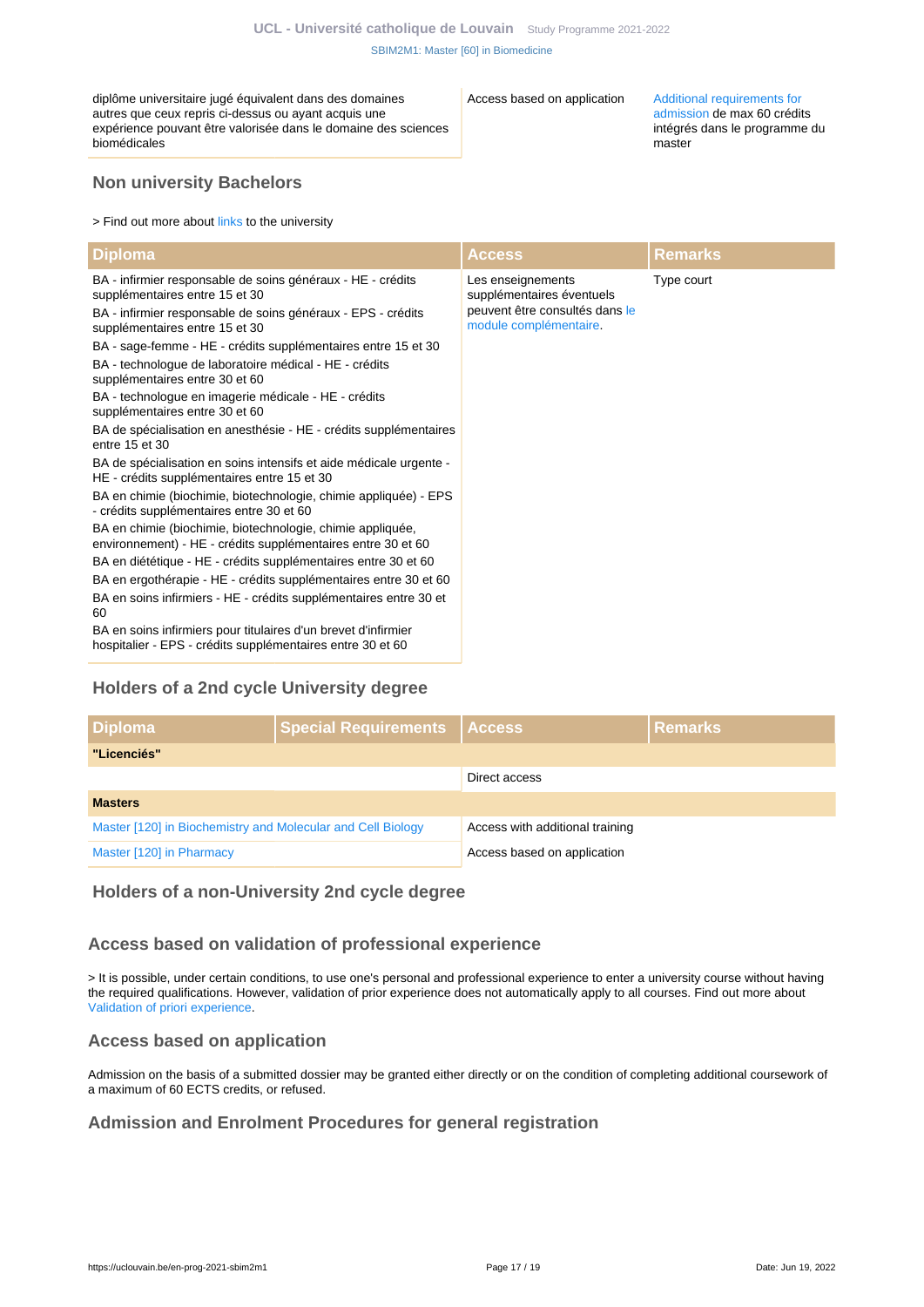| | | |
|---|---|---|
| diplôme universitaire jugé équivalent dans des domaines autres que ceux repris ci-dessus ou ayant acquis une expérience pouvant être valorisée dans le domaine des sciences biomédicales | Access based on application | Additional requirements for admission de max 60 crédits intégrés dans le programme du master |

## Non university Bachelors

> Find out more about links to the university

| Diploma | Access | Remarks |
|---|---|---|
| BA - infirmier responsable de soins généraux - HE - crédits supplémentaires entre 15 et 30<br>BA - infirmier responsable de soins généraux - EPS - crédits supplémentaires entre 15 et 30<br>BA - sage-femme - HE - crédits supplémentaires entre 15 et 30<br>BA - technologue de laboratoire médical - HE - crédits supplémentaires entre 30 et 60<br>BA - technologue en imagerie médicale - HE - crédits supplémentaires entre 30 et 60<br>BA de spécialisation en anesthésie - HE - crédits supplémentaires entre 15 et 30<br>BA de spécialisation en soins intensifs et aide médicale urgente - HE - crédits supplémentaires entre 15 et 30<br>BA en chimie (biochimie, biotechnologie, chimie appliquée) - EPS - crédits supplémentaires entre 30 et 60<br>BA en chimie (biochimie, biotechnologie, chimie appliquée, environnement) - HE - crédits supplémentaires entre 30 et 60<br>BA en diététique - HE - crédits supplémentaires entre 30 et 60<br>BA en ergothérapie - HE - crédits supplémentaires entre 30 et 60<br>BA en soins infirmiers - HE - crédits supplémentaires entre 30 et 60<br>BA en soins infirmiers pour titulaires d'un brevet d'infirmier hospitalier - EPS - crédits supplémentaires entre 30 et 60 | Les enseignements supplémentaires éventuels peuvent être consultés dans le module complémentaire. | Type court |

## Holders of a 2nd cycle University degree

| Diploma | Special Requirements | Access | Remarks |
|---|---|---|---|
| **"Licenciés"** | | | |
| | | Direct access | |
| **Masters** | | | |
| Master [120] in Biochemistry and Molecular and Cell Biology | | Access with additional training | |
| Master [120] in Pharmacy | | Access based on application | |

## Holders of a non-University 2nd cycle degree

## Access based on validation of professional experience

> It is possible, under certain conditions, to use one's personal and professional experience to enter a university course without having the required qualifications. However, validation of prior experience does not automatically apply to all courses. Find out more about Validation of priori experience.

## Access based on application

Admission on the basis of a submitted dossier may be granted either directly or on the condition of completing additional coursework of a maximum of 60 ECTS credits, or refused.

## Admission and Enrolment Procedures for general registration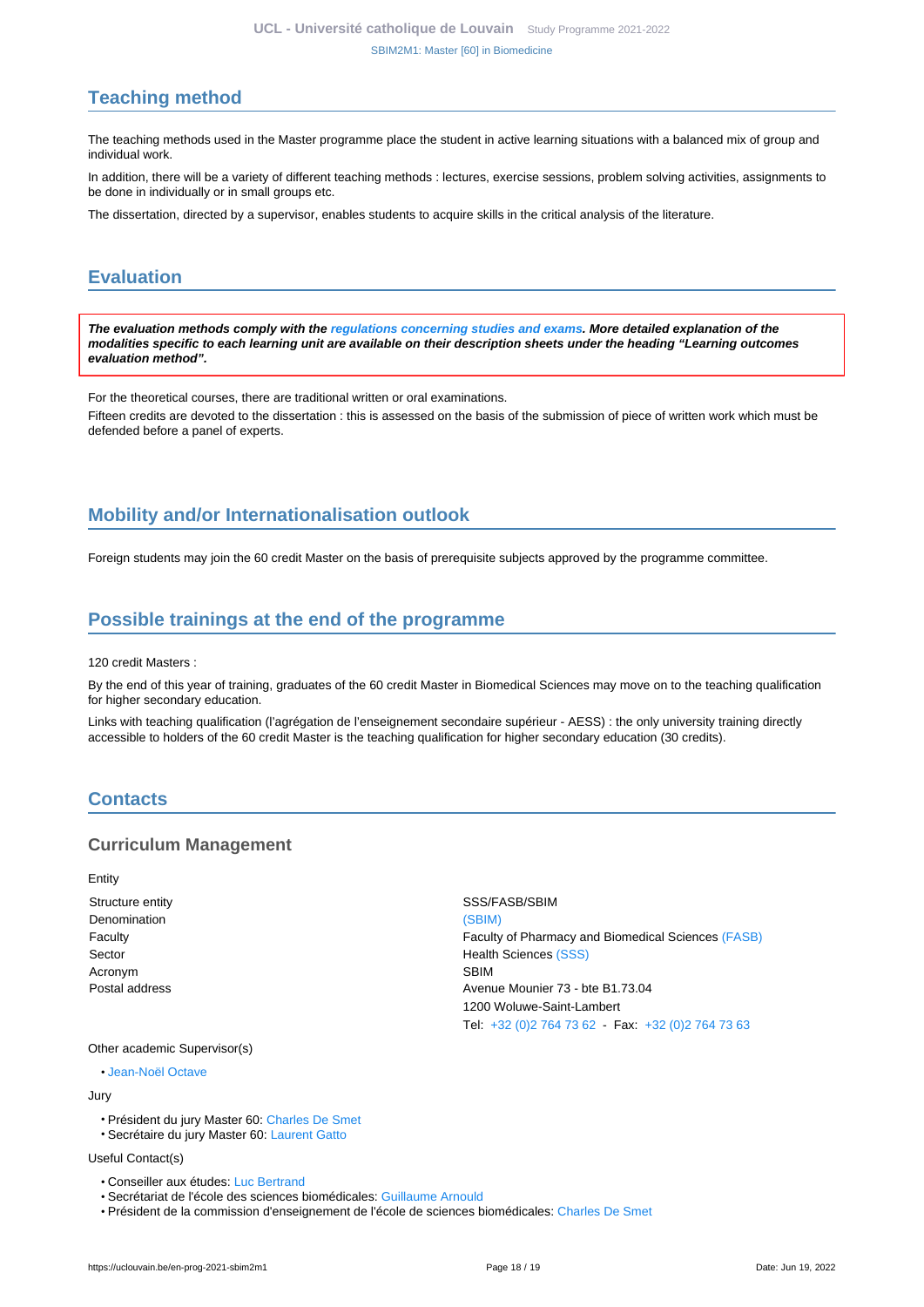## Teaching method

The teaching methods used in the Master programme place the student in active learning situations with a balanced mix of group and individual work.

In addition, there will be a variety of different teaching methods : lectures, exercise sessions, problem solving activities, assignments to be done in individually or in small groups etc.

The dissertation, directed by a supervisor, enables students to acquire skills in the critical analysis of the literature.

## Evaluation

***The evaluation methods comply with the regulations concerning studies and exams. More detailed explanation of the modalities specific to each learning unit are available on their description sheets under the heading "Learning outcomes evaluation method".***

For the theoretical courses, there are traditional written or oral examinations.

Fifteen credits are devoted to the dissertation : this is assessed on the basis of the submission of piece of written work which must be defended before a panel of experts.

## Mobility and/or Internationalisation outlook

Foreign students may join the 60 credit Master on the basis of prerequisite subjects approved by the programme committee.

## Possible trainings at the end of the programme

120 credit Masters :

By the end of this year of training, graduates of the 60 credit Master in Biomedical Sciences may move on to the teaching qualification for higher secondary education.

Links with teaching qualification (l'agrégation de l'enseignement secondaire supérieur - AESS) : the only university training directly accessible to holders of the 60 credit Master is the teaching qualification for higher secondary education (30 credits).

## Contacts

### Curriculum Management

Entity

| | |
|---|---|
| Structure entity | SSS/FASB/SBIM |
| Denomination | (SBIM) |
| Faculty | Faculty of Pharmacy and Biomedical Sciences (FASB) |
| Sector | Health Sciences (SSS) |
| Acronym | SBIM |
| Postal address | Avenue Mounier 73 - bte B1.73.04<br>1200 Woluwe-Saint-Lambert<br>Tel: +32 (0)2 764 73 62 - Fax: +32 (0)2 764 73 63 |

Other academic Supervisor(s)

- Jean-Noël Octave

Jury

- Président du jury Master 60: Charles De Smet
- Secrétaire du jury Master 60: Laurent Gatto

Useful Contact(s)

- Conseiller aux études: Luc Bertrand
- Secrétariat de l'école des sciences biomédicales: Guillaume Arnould
- Président de la commission d'enseignement de l'école de sciences biomédicales: Charles De Smet